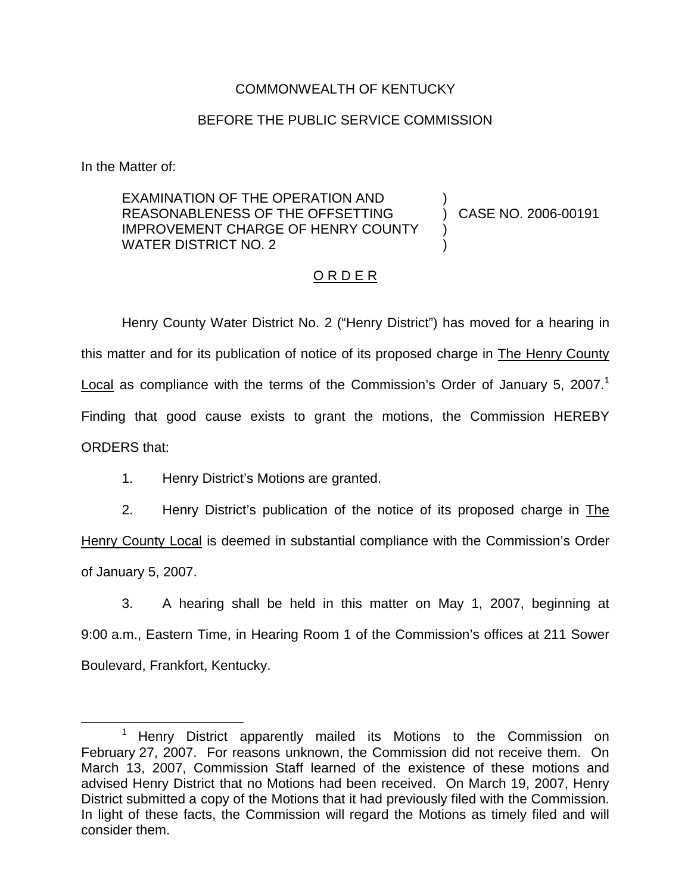COMMONWEALTH OF KENTUCKY

BEFORE THE PUBLIC SERVICE COMMISSION

In the Matter of:

EXAMINATION OF THE OPERATION AND REASONABLENESS OF THE OFFSETTING IMPROVEMENT CHARGE OF HENRY COUNTY WATER DISTRICT NO. 2 ) CASE NO. 2006-00191

## O R D E R

Henry County Water District No. 2 ("Henry District") has moved for a hearing in this matter and for its publication of notice of its proposed charge in The Henry County Local as compliance with the terms of the Commission's Order of January 5, 2007.[1] Finding that good cause exists to grant the motions, the Commission HEREBY ORDERS that:

1. Henry District's Motions are granted.

2. Henry District's publication of the notice of its proposed charge in The Henry County Local is deemed in substantial compliance with the Commission's Order of January 5, 2007.

3. A hearing shall be held in this matter on May 1, 2007, beginning at 9:00 a.m., Eastern Time, in Hearing Room 1 of the Commission's offices at 211 Sower Boulevard, Frankfort, Kentucky.

[1] Henry District apparently mailed its Motions to the Commission on February 27, 2007. For reasons unknown, the Commission did not receive them. On March 13, 2007, Commission Staff learned of the existence of these motions and advised Henry District that no Motions had been received. On March 19, 2007, Henry District submitted a copy of the Motions that it had previously filed with the Commission. In light of these facts, the Commission will regard the Motions as timely filed and will consider them.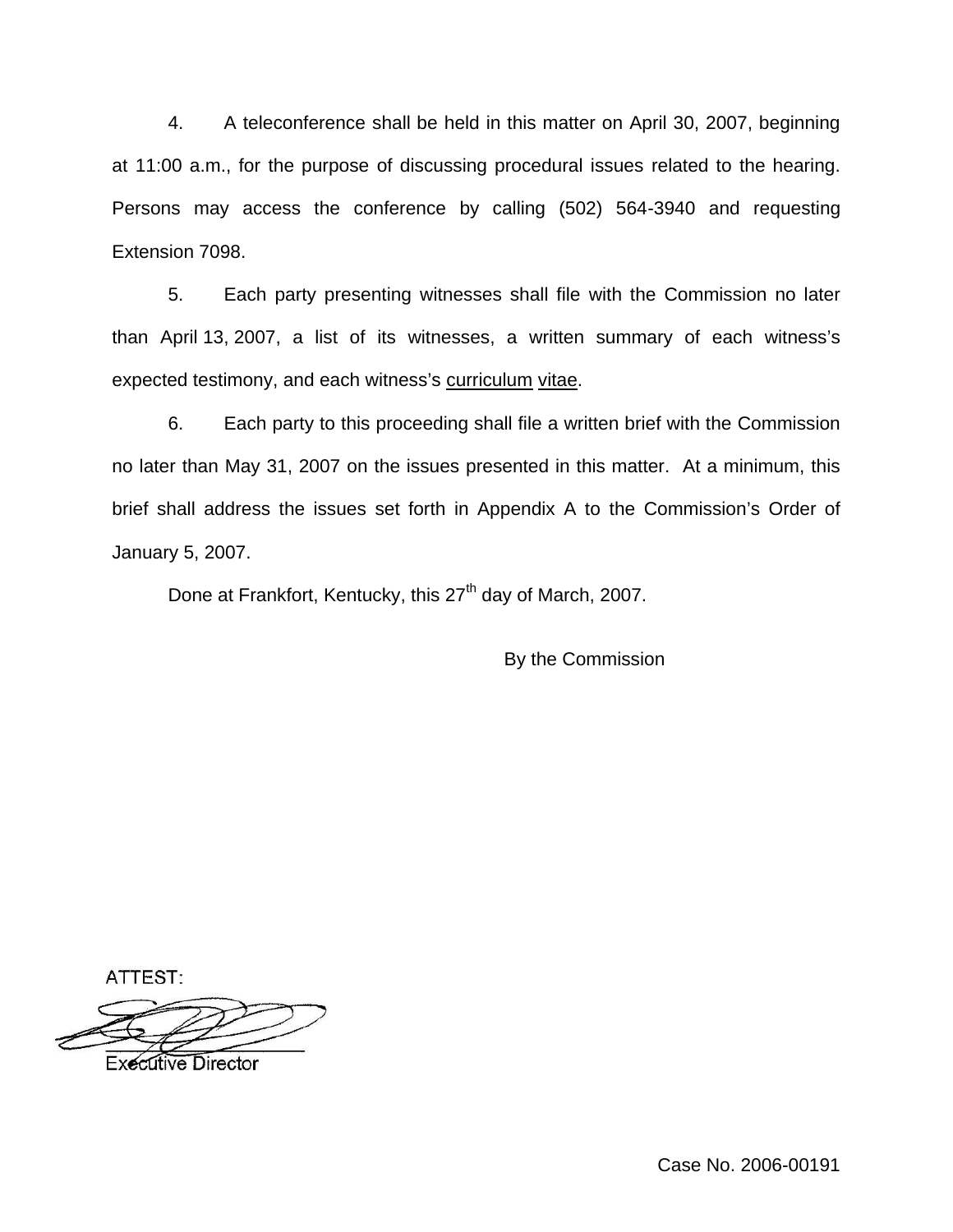4. A teleconference shall be held in this matter on April 30, 2007, beginning at 11:00 a.m., for the purpose of discussing procedural issues related to the hearing. Persons may access the conference by calling (502) 564-3940 and requesting Extension 7098.

5. Each party presenting witnesses shall file with the Commission no later than April 13, 2007, a list of its witnesses, a written summary of each witness's expected testimony, and each witness's curriculum vitae.

6. Each party to this proceeding shall file a written brief with the Commission no later than May 31, 2007 on the issues presented in this matter. At a minimum, this brief shall address the issues set forth in Appendix A to the Commission's Order of January 5, 2007.

Done at Frankfort, Kentucky, this 27th day of March, 2007.

By the Commission

ATTEST:

Executive Director

Case No. 2006-00191